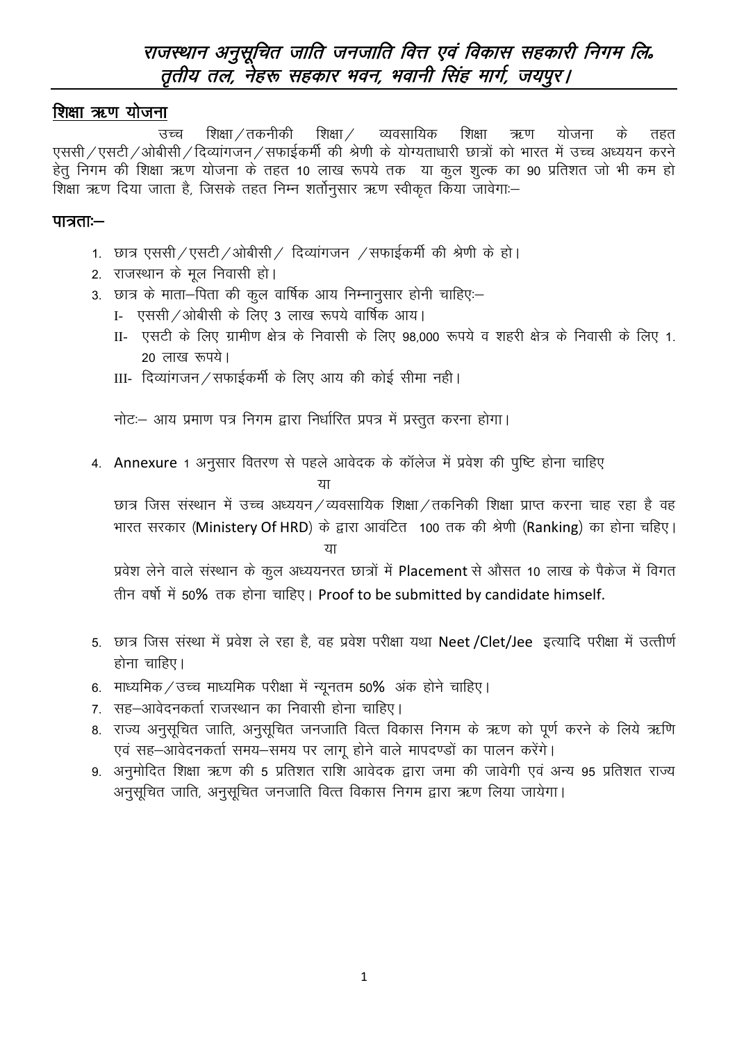# *राजस्थान अनुसूचित जाति जनजाति वित्त एवं विकास सहकारी निगम लि॰*
## *तृतीय तल, नेहरू सहकार भवन, भवानी सिंह मार्ग, जयपुर।*

## शिक्षा ऋण योजना

उच्च शिक्षा/तकनीकी शिक्षा/ व्यवसायिक शिक्षा ऋण योजना के तहत एससी/एसटी/ओबीसी/दिव्यांगजन/सफाईकर्मी की श्रेणी के योग्यताधारी छात्रों को भारत में उच्च अध्ययन करने हेतु निगम की शिक्षा ऋण योजना के तहत 10 लाख रूपये तक या कुल शुल्क का 90 प्रतिशत जो भी कम हो शिक्षा ऋण दिया जाता है, जिसके तहत निम्न शर्तोनुसार ऋण स्वीकृत किया जावेगाः–

## पात्रताः–

1. छात्र एससी/एसटी/ओबीसी/ दिव्यांगजन /सफाईकर्मी की श्रेणी के हो।
2. राजस्थान के मूल निवासी हो।
3. छात्र के माता–पिता की कुल वार्षिक आय निम्नानुसार होनी चाहिएः–
   - I- एससी/ओबीसी के लिए 3 लाख रूपये वार्षिक आय।
   - II- एसटी के लिए ग्रामीण क्षेत्र के निवासी के लिए 98,000 रूपये व शहरी क्षेत्र के निवासी के लिए 1. 20 लाख रूपये।
   - III- दिव्यांगजन/सफाईकर्मी के लिए आय की कोई सीमा नही।

   नोटः– आय प्रमाण पत्र निगम द्वारा निर्धारित प्रपत्र में प्रस्तुत करना होगा।

4. Annexure 1 अनुसार वितरण से पहले आवेदक के कॉलेज में प्रवेश की पुष्टि होना चाहिए

   या

   छात्र जिस संस्थान में उच्च अध्ययन/व्यवसायिक शिक्षा/तकनिकी शिक्षा प्राप्त करना चाह रहा है वह भारत सरकार (Ministery Of HRD) के द्वारा आवंटित 100 तक की श्रेणी (Ranking) का होना चहिए।

   या

   प्रवेश लेने वाले संस्थान के कुल अध्ययनरत छात्रों में Placement से औसत 10 लाख के पैकेज में विगत तीन वर्षो में 50% तक होना चाहिए। Proof to be submitted by candidate himself.

5. छात्र जिस संस्था में प्रवेश ले रहा है, वह प्रवेश परीक्षा यथा Neet /Clet/Jee इत्यादि परीक्षा में उत्तीर्ण होना चाहिए।
6. माध्यमिक/उच्च माध्यमिक परीक्षा में न्यूनतम 50% अंक होने चाहिए।
7. सह–आवेदनकर्ता राजस्थान का निवासी होना चाहिए।
8. राज्य अनुसूचित जाति, अनुसूचित जनजाति वित्त विकास निगम के ऋण को पूर्ण करने के लिये ऋणि एवं सह–आवेदनकर्ता समय–समय पर लागू होने वाले मापदण्डों का पालन करेंगे।
9. अनुमोदित शिक्षा ऋण की 5 प्रतिशत राशि आवेदक द्वारा जमा की जावेगी एवं अन्य 95 प्रतिशत राज्य अनुसूचित जाति, अनुसूचित जनजाति वित्त विकास निगम द्वारा ऋण लिया जायेगा।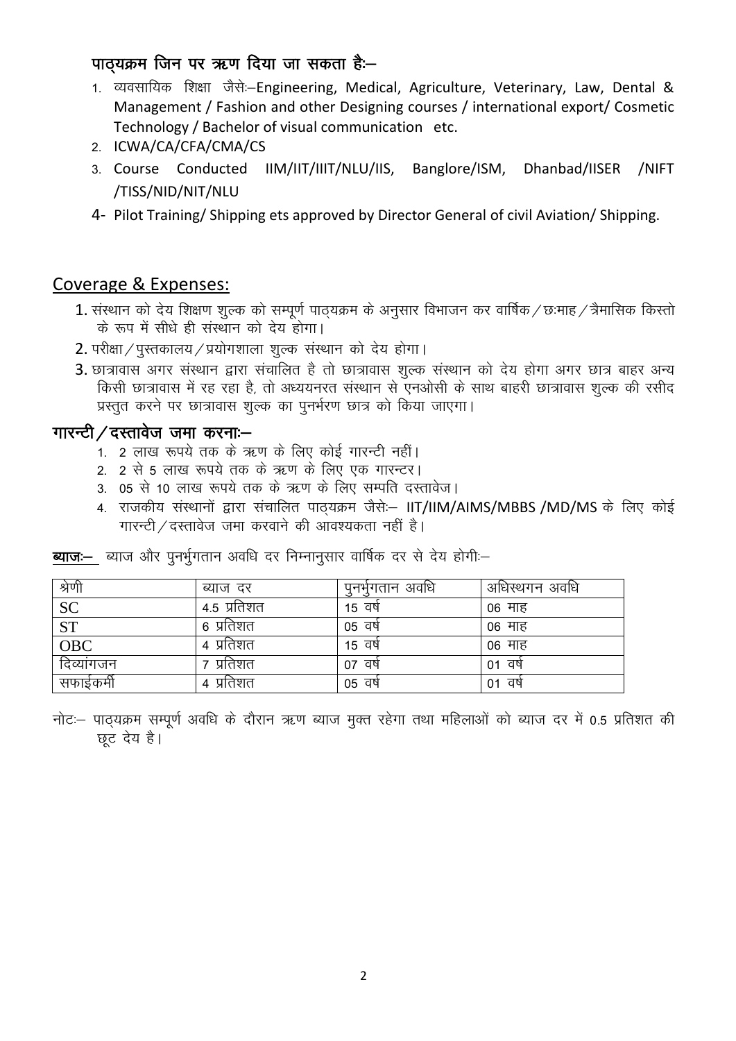### पाठ्यक्रम जिन पर ऋण दिया जा सकता हैः–

1. व्यवसायिक शिक्षा जैसेः–Engineering, Medical, Agriculture, Veterinary, Law, Dental & Management / Fashion and other Designing courses / international export/ Cosmetic Technology / Bachelor of visual communication etc.
2. ICWA/CA/CFA/CMA/CS
3. Course Conducted IIM/IIT/IIIT/NLU/IIS, Banglore/ISM, Dhanbad/IISER /NIFT /TISS/NID/NIT/NLU
4. Pilot Training/ Shipping ets approved by Director General of civil Aviation/ Shipping.

## Coverage & Expenses:

1. संस्थान को देय शिक्षण शुल्क को सम्पूर्ण पाठ्यक्रम के अनुसार विभाजन कर वार्षिक / छःमाह / त्रैमासिक किस्तो के रूप में सीधे ही संस्थान को देय होगा।
2. परीक्षा / पुस्तकालय / प्रयोगशाला शुल्क संस्थान को देय होगा।
3. छात्रावास अगर संस्थान द्वारा संचालित है तो छात्रावास शुल्क संस्थान को देय होगा अगर छात्र बाहर अन्य किसी छात्रावास में रह रहा है, तो अध्ययनरत संस्थान से एनओसी के साथ बाहरी छात्रावास शुल्क की रसीद प्रस्तुत करने पर छात्रावास शुल्क का पुनर्भरण छात्र को किया जाएगा।

### गारन्टी / दस्तावेज जमा करनाः–

1. 2 लाख रूपये तक के ऋण के लिए कोई गारन्टी नहीं।
2. 2 से 5 लाख रूपये तक के ऋण के लिए एक गारन्टर।
3. 05 से 10 लाख रूपये तक के ऋण के लिए सम्पति दस्तावेज।
4. राजकीय संस्थानों द्वारा संचालित पाठ्यक्रम जैसेः– IIT/IIM/AIMS/MBBS /MD/MS के लिए कोई गारन्टी / दस्तावेज जमा करवाने की आवश्यकता नहीं है।

**ब्याजः–** ब्याज और पुनर्भुगतान अवधि दर निम्नानुसार वार्षिक दर से देय होगीः–

| श्रेणी | ब्याज दर | पुनर्भुगतान अवधि | अधिस्थगन अवधि |
|---|---|---|---|
| SC | 4.5 प्रतिशत | 15 वर्ष | 06 माह |
| ST | 6 प्रतिशत | 05 वर्ष | 06 माह |
| OBC | 4 प्रतिशत | 15 वर्ष | 06 माह |
| दिव्यांगजन | 7 प्रतिशत | 07 वर्ष | 01 वर्ष |
| सफाईकर्मी | 4 प्रतिशत | 05 वर्ष | 01 वर्ष |

नोटः– पाठ्यक्रम सम्पूर्ण अवधि के दौरान ऋण ब्याज मुक्त रहेगा तथा महिलाओं को ब्याज दर में 0.5 प्रतिशत की छूट देय है।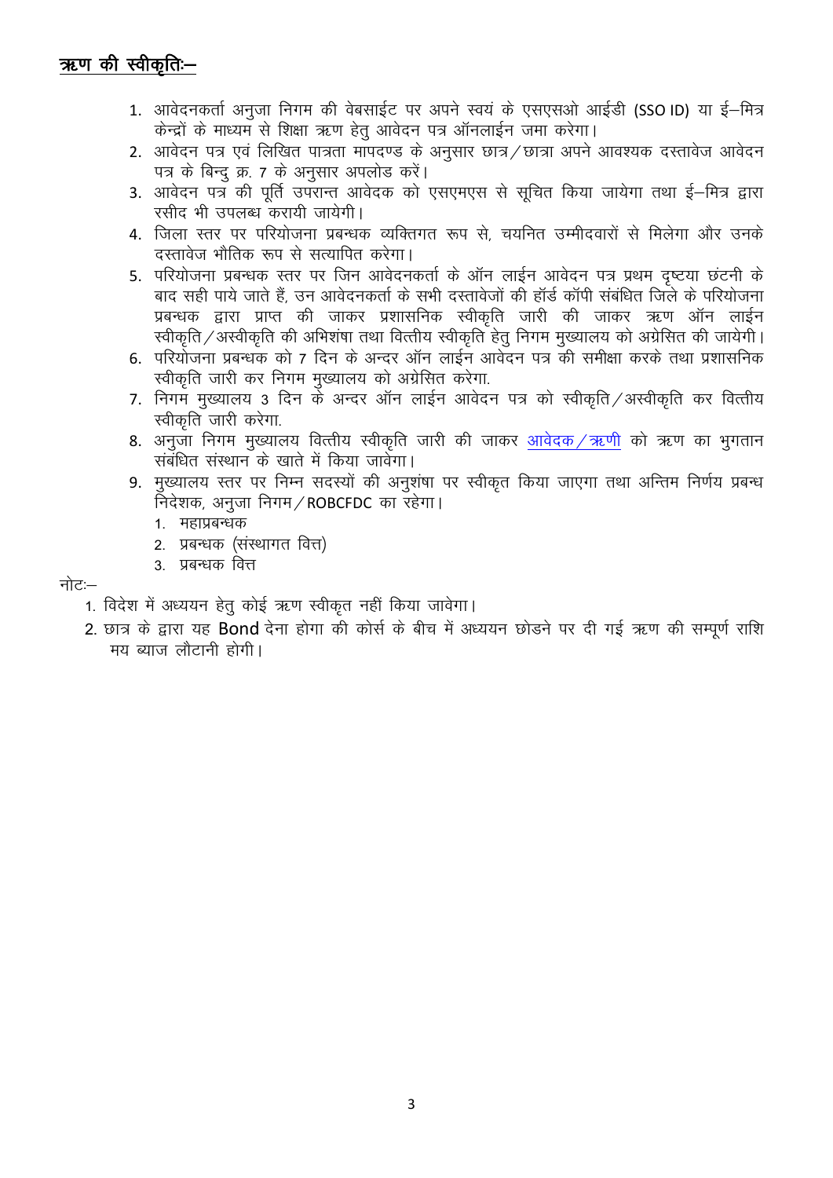## **ऋण की स्वीकृतिः–**

1. आवेदनकर्ता अनुजा निगम की वेबसाईट पर अपने स्वयं के एसएसओ आईडी (SSO ID) या ई–मित्र केन्द्रों के माध्यम से शिक्षा ऋण हेतु आवेदन पत्र ऑनलाईन जमा करेगा।
2. आवेदन पत्र एवं लिखित पात्रता मापदण्ड के अनुसार छात्र/छात्रा अपने आवश्यक दस्तावेज आवेदन पत्र के बिन्दु क्र. 7 के अनुसार अपलोड करें।
3. आवेदन पत्र की पूर्ति उपरान्त आवेदक को एसएमएस से सूचित किया जायेगा तथा ई–मित्र द्वारा रसीद भी उपलब्ध करायी जायेगी।
4. जिला स्तर पर परियोजना प्रबन्धक व्यक्तिगत रूप से, चयनित उम्मीदवारों से मिलेगा और उनके दस्तावेज भौतिक रूप से सत्यापित करेगा।
5. परियोजना प्रबन्धक स्तर पर जिन आवेदनकर्ता के ऑन लाईन आवेदन पत्र प्रथम दृष्टया छंटनी के बाद सही पाये जाते हैं, उन आवेदनकर्ता के सभी दस्तावेजों की हॉर्ड कॉपी संबंधित जिले के परियोजना प्रबन्धक द्वारा प्राप्त की जाकर प्रशासनिक स्वीकृति जारी की जाकर ऋण ऑन लाईन स्वीकृति/अस्वीकृति की अभिशंषा तथा वित्तीय स्वीकृति हेतु निगम मुख्यालय को अग्रेसित की जायेगी।
6. परियोजना प्रबन्धक को 7 दिन के अन्दर ऑन लाईन आवेदन पत्र की समीक्षा करके तथा प्रशासनिक स्वीकृति जारी कर निगम मुख्यालय को अग्रेसित करेगा.
7. निगम मुख्यालय 3 दिन के अन्दर ऑन लाईन आवेदन पत्र को स्वीकृति/अस्वीकृति कर वित्तीय स्वीकृति जारी करेगा.
8. अनुजा निगम मुख्यालय वित्तीय स्वीकृति जारी की जाकर आवेदक/ऋणी को ऋण का भुगतान संबंधित संस्थान के खाते में किया जावेगा।
9. मुख्यालय स्तर पर निम्न सदस्यों की अनुशंषा पर स्वीकृत किया जाएगा तथा अन्तिम निर्णय प्रबन्ध निदेशक, अनुजा निगम/ROBCFDC का रहेगा।
   1. महाप्रबन्धक
   2. प्रबन्धक (संस्थागत वित्त)
   3. प्रबन्धक वित्त

नोटः–

1. विदेश में अध्ययन हेतु कोई ऋण स्वीकृत नहीं किया जावेगा।
2. छात्र के द्वारा यह Bond देना होगा की कोर्स के बीच में अध्ययन छोडने पर दी गई ऋण की सम्पूर्ण राशि मय ब्याज लौटानी होगी।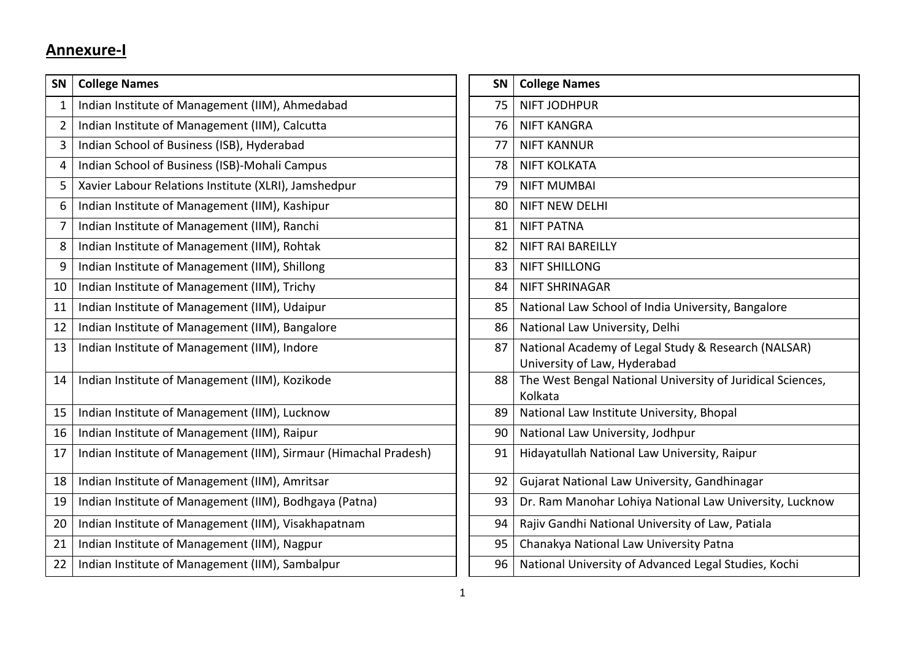## Annexure-I

| SN | College Names |
|---|---|
| 1 | Indian Institute of Management (IIM), Ahmedabad |
| 2 | Indian Institute of Management (IIM), Calcutta |
| 3 | Indian School of Business (ISB), Hyderabad |
| 4 | Indian School of Business (ISB)-Mohali Campus |
| 5 | Xavier Labour Relations Institute (XLRI), Jamshedpur |
| 6 | Indian Institute of Management (IIM), Kashipur |
| 7 | Indian Institute of Management (IIM), Ranchi |
| 8 | Indian Institute of Management (IIM), Rohtak |
| 9 | Indian Institute of Management (IIM), Shillong |
| 10 | Indian Institute of Management (IIM), Trichy |
| 11 | Indian Institute of Management (IIM), Udaipur |
| 12 | Indian Institute of Management (IIM), Bangalore |
| 13 | Indian Institute of Management (IIM), Indore |
| 14 | Indian Institute of Management (IIM), Kozikode |
| 15 | Indian Institute of Management (IIM), Lucknow |
| 16 | Indian Institute of Management (IIM), Raipur |
| 17 | Indian Institute of Management (IIM), Sirmaur (Himachal Pradesh) |
| 18 | Indian Institute of Management (IIM), Amritsar |
| 19 | Indian Institute of Management (IIM), Bodhgaya (Patna) |
| 20 | Indian Institute of Management (IIM), Visakhapatnam |
| 21 | Indian Institute of Management (IIM), Nagpur |
| 22 | Indian Institute of Management (IIM), Sambalpur |

| SN | College Names |
|---|---|
| 75 | NIFT JODHPUR |
| 76 | NIFT KANGRA |
| 77 | NIFT KANNUR |
| 78 | NIFT KOLKATA |
| 79 | NIFT MUMBAI |
| 80 | NIFT NEW DELHI |
| 81 | NIFT PATNA |
| 82 | NIFT RAI BAREILLY |
| 83 | NIFT SHILLONG |
| 84 | NIFT SHRINAGAR |
| 85 | National Law School of India University, Bangalore |
| 86 | National Law University, Delhi |
| 87 | National Academy of Legal Study & Research (NALSAR) University of Law, Hyderabad |
| 88 | The West Bengal National University of Juridical Sciences, Kolkata |
| 89 | National Law Institute University, Bhopal |
| 90 | National Law University, Jodhpur |
| 91 | Hidayatullah National Law University, Raipur |
| 92 | Gujarat National Law University, Gandhinagar |
| 93 | Dr. Ram Manohar Lohiya National Law University, Lucknow |
| 94 | Rajiv Gandhi National University of Law, Patiala |
| 95 | Chanakya National Law University Patna |
| 96 | National University of Advanced Legal Studies, Kochi |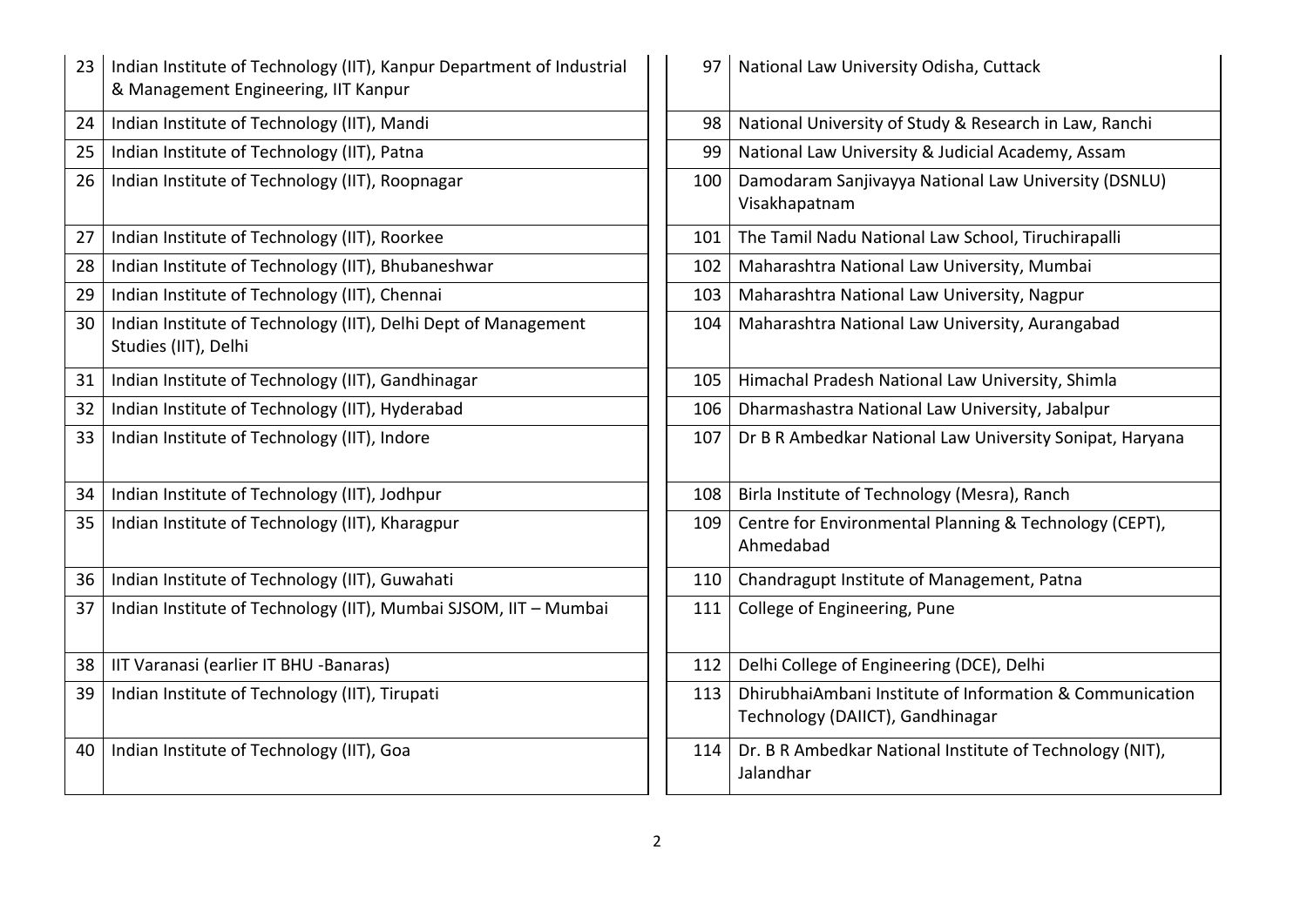| 23 | Indian Institute of Technology (IIT), Kanpur Department of Industrial & Management Engineering, IIT Kanpur |
|---|---|
| 24 | Indian Institute of Technology (IIT), Mandi |
| 25 | Indian Institute of Technology (IIT), Patna |
| 26 | Indian Institute of Technology (IIT), Roopnagar |
| 27 | Indian Institute of Technology (IIT), Roorkee |
| 28 | Indian Institute of Technology (IIT), Bhubaneshwar |
| 29 | Indian Institute of Technology (IIT), Chennai |
| 30 | Indian Institute of Technology (IIT), Delhi Dept of Management Studies (IIT), Delhi |
| 31 | Indian Institute of Technology (IIT), Gandhinagar |
| 32 | Indian Institute of Technology (IIT), Hyderabad |
| 33 | Indian Institute of Technology (IIT), Indore |
| 34 | Indian Institute of Technology (IIT), Jodhpur |
| 35 | Indian Institute of Technology (IIT), Kharagpur |
| 36 | Indian Institute of Technology (IIT), Guwahati |
| 37 | Indian Institute of Technology (IIT), Mumbai SJSOM, IIT – Mumbai |
| 38 | IIT Varanasi (earlier IT BHU -Banaras) |
| 39 | Indian Institute of Technology (IIT), Tirupati |
| 40 | Indian Institute of Technology (IIT), Goa |

| 97 | National Law University Odisha, Cuttack |
|---|---|
| 98 | National University of Study & Research in Law, Ranchi |
| 99 | National Law University & Judicial Academy, Assam |
| 100 | Damodaram Sanjivayya National Law University (DSNLU) Visakhapatnam |
| 101 | The Tamil Nadu National Law School, Tiruchirapalli |
| 102 | Maharashtra National Law University, Mumbai |
| 103 | Maharashtra National Law University, Nagpur |
| 104 | Maharashtra National Law University, Aurangabad |
| 105 | Himachal Pradesh National Law University, Shimla |
| 106 | Dharmashastra National Law University, Jabalpur |
| 107 | Dr B R Ambedkar National Law University Sonipat, Haryana |
| 108 | Birla Institute of Technology (Mesra), Ranch |
| 109 | Centre for Environmental Planning & Technology (CEPT), Ahmedabad |
| 110 | Chandragupt Institute of Management, Patna |
| 111 | College of Engineering, Pune |
| 112 | Delhi College of Engineering (DCE), Delhi |
| 113 | DhirubhaiAmbani Institute of Information & Communication Technology (DAIICT), Gandhinagar |
| 114 | Dr. B R Ambedkar National Institute of Technology (NIT), Jalandhar |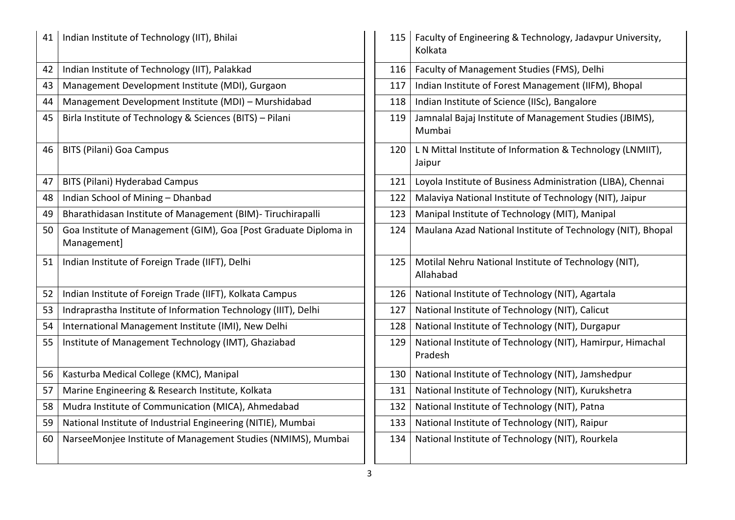| | |
|---|---|
| 41 | Indian Institute of Technology (IIT), Bhilai |
| 42 | Indian Institute of Technology (IIT), Palakkad |
| 43 | Management Development Institute (MDI), Gurgaon |
| 44 | Management Development Institute (MDI) – Murshidabad |
| 45 | Birla Institute of Technology & Sciences (BITS) – Pilani |
| 46 | BITS (Pilani) Goa Campus |
| 47 | BITS (Pilani) Hyderabad Campus |
| 48 | Indian School of Mining – Dhanbad |
| 49 | Bharathidasan Institute of Management (BIM)- Tiruchirapalli |
| 50 | Goa Institute of Management (GIM), Goa [Post Graduate Diploma in Management] |
| 51 | Indian Institute of Foreign Trade (IIFT), Delhi |
| 52 | Indian Institute of Foreign Trade (IIFT), Kolkata Campus |
| 53 | Indraprastha Institute of Information Technology (IIIT), Delhi |
| 54 | International Management Institute (IMI), New Delhi |
| 55 | Institute of Management Technology (IMT), Ghaziabad |
| 56 | Kasturba Medical College (KMC), Manipal |
| 57 | Marine Engineering & Research Institute, Kolkata |
| 58 | Mudra Institute of Communication (MICA), Ahmedabad |
| 59 | National Institute of Industrial Engineering (NITIE), Mumbai |
| 60 | NarseeMonjee Institute of Management Studies (NMIMS), Mumbai |

| | |
|---|---|
| 115 | Faculty of Engineering & Technology, Jadavpur University, Kolkata |
| 116 | Faculty of Management Studies (FMS), Delhi |
| 117 | Indian Institute of Forest Management (IIFM), Bhopal |
| 118 | Indian Institute of Science (IISc), Bangalore |
| 119 | Jamnalal Bajaj Institute of Management Studies (JBIMS), Mumbai |
| 120 | L N Mittal Institute of Information & Technology (LNMIIT), Jaipur |
| 121 | Loyola Institute of Business Administration (LIBA), Chennai |
| 122 | Malaviya National Institute of Technology (NIT), Jaipur |
| 123 | Manipal Institute of Technology (MIT), Manipal |
| 124 | Maulana Azad National Institute of Technology (NIT), Bhopal |
| 125 | Motilal Nehru National Institute of Technology (NIT), Allahabad |
| 126 | National Institute of Technology (NIT), Agartala |
| 127 | National Institute of Technology (NIT), Calicut |
| 128 | National Institute of Technology (NIT), Durgapur |
| 129 | National Institute of Technology (NIT), Hamirpur, Himachal Pradesh |
| 130 | National Institute of Technology (NIT), Jamshedpur |
| 131 | National Institute of Technology (NIT), Kurukshetra |
| 132 | National Institute of Technology (NIT), Patna |
| 133 | National Institute of Technology (NIT), Raipur |
| 134 | National Institute of Technology (NIT), Rourkela |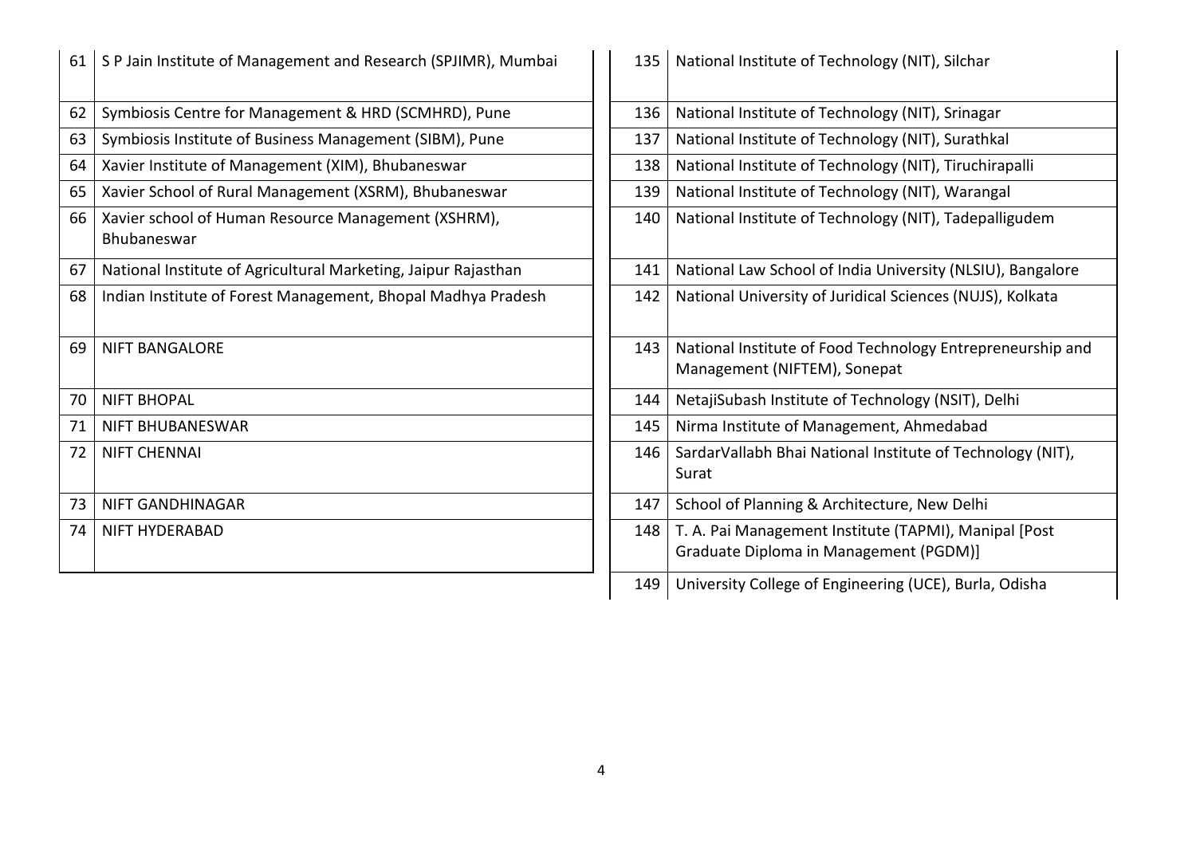| | |
|---|---|
| 61 | S P Jain Institute of Management and Research (SPJIMR), Mumbai |
| 62 | Symbiosis Centre for Management & HRD (SCMHRD), Pune |
| 63 | Symbiosis Institute of Business Management (SIBM), Pune |
| 64 | Xavier Institute of Management (XIM), Bhubaneswar |
| 65 | Xavier School of Rural Management (XSRM), Bhubaneswar |
| 66 | Xavier school of Human Resource Management (XSHRM), Bhubaneswar |
| 67 | National Institute of Agricultural Marketing, Jaipur Rajasthan |
| 68 | Indian Institute of Forest Management, Bhopal Madhya Pradesh |
| 69 | NIFT BANGALORE |
| 70 | NIFT BHOPAL |
| 71 | NIFT BHUBANESWAR |
| 72 | NIFT CHENNAI |
| 73 | NIFT GANDHINAGAR |
| 74 | NIFT HYDERABAD |

| | |
|---|---|
| 135 | National Institute of Technology (NIT), Silchar |
| 136 | National Institute of Technology (NIT), Srinagar |
| 137 | National Institute of Technology (NIT), Surathkal |
| 138 | National Institute of Technology (NIT), Tiruchirapalli |
| 139 | National Institute of Technology (NIT), Warangal |
| 140 | National Institute of Technology (NIT), Tadepalligudem |
| 141 | National Law School of India University (NLSIU), Bangalore |
| 142 | National University of Juridical Sciences (NUJS), Kolkata |
| 143 | National Institute of Food Technology Entrepreneurship and Management (NIFTEM), Sonepat |
| 144 | NetajiSubash Institute of Technology (NSIT), Delhi |
| 145 | Nirma Institute of Management, Ahmedabad |
| 146 | SardarVallabh Bhai National Institute of Technology (NIT), Surat |
| 147 | School of Planning & Architecture, New Delhi |
| 148 | T. A. Pai Management Institute (TAPMI), Manipal [Post Graduate Diploma in Management (PGDM)] |
| 149 | University College of Engineering (UCE), Burla, Odisha |